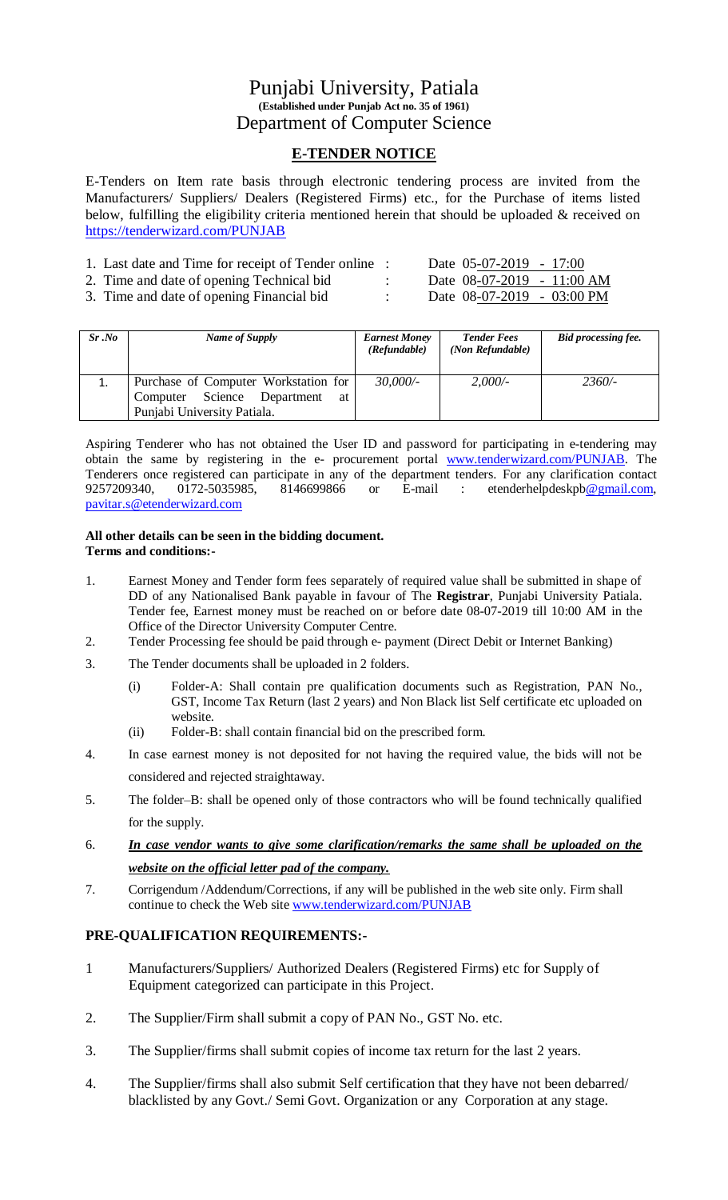# Punjabi University, Patiala

**(Established under Punjab Act no. 35 of 1961)**

## Department of Computer Science

## E-TENDER NOTICE

E-Tenders on Item rate basis through electronic tendering process are invited from the Manufacturers/ Suppliers/ Dealers (Registered Firms) etc., for the Purchase of items listed below, fulfilling the eligibility criteria mentioned herein that should be uploaded & received on https://tenderwizard.com/PUNJAB

1. Last date and Time for receipt of Tender online : Date 05-07-2019 - 17:00
2. Time and date of opening Technical bid : Date 08-07-2019 - 11:00 AM
3. Time and date of opening Financial bid : Date 08-07-2019 - 03:00 PM

| *Sr .No* | *Name of Supply* | *Earnest Money (Refundable)* | *Tender Fees (Non Refundable)* | *Bid processing fee.* |
|---|---|---|---|---|
| 1. | Purchase of Computer Workstation for Computer Science Department at Punjabi University Patiala. | *30,000/-* | *2,000/-* | *2360/-* |

Aspiring Tenderer who has not obtained the User ID and password for participating in e-tendering may obtain the same by registering in the e- procurement portal www.tenderwizard.com/PUNJAB. The Tenderers once registered can participate in any of the department tenders. For any clarification contact 9257209340, 0172-5035985, 8146699866 or E-mail : etenderhelpdeskpb@gmail.com, pavitar.s@etenderwizard.com

**All other details can be seen in the bidding document.**
**Terms and conditions:-**

1. Earnest Money and Tender form fees separately of required value shall be submitted in shape of DD of any Nationalised Bank payable in favour of The **Registrar**, Punjabi University Patiala. Tender fee, Earnest money must be reached on or before date 08-07-2019 till 10:00 AM in the Office of the Director University Computer Centre.
2. Tender Processing fee should be paid through e- payment (Direct Debit or Internet Banking)
3. The Tender documents shall be uploaded in 2 folders.
   - (i) Folder-A: Shall contain pre qualification documents such as Registration, PAN No., GST, Income Tax Return (last 2 years) and Non Black list Self certificate etc uploaded on website.
   - (ii) Folder-B: shall contain financial bid on the prescribed form.
4. In case earnest money is not deposited for not having the required value, the bids will not be considered and rejected straightaway.
5. The folder–B: shall be opened only of those contractors who will be found technically qualified for the supply.
6. ***In case vendor wants to give some clarification/remarks the same shall be uploaded on the website on the official letter pad of the company.***
7. Corrigendum /Addendum/Corrections, if any will be published in the web site only. Firm shall continue to check the Web site www.tenderwizard.com/PUNJAB

### PRE-QUALIFICATION REQUIREMENTS:-

1. Manufacturers/Suppliers/ Authorized Dealers (Registered Firms) etc for Supply of Equipment categorized can participate in this Project.
2. The Supplier/Firm shall submit a copy of PAN No., GST No. etc.
3. The Supplier/firms shall submit copies of income tax return for the last 2 years.
4. The Supplier/firms shall also submit Self certification that they have not been debarred/ blacklisted by any Govt./ Semi Govt. Organization or any Corporation at any stage.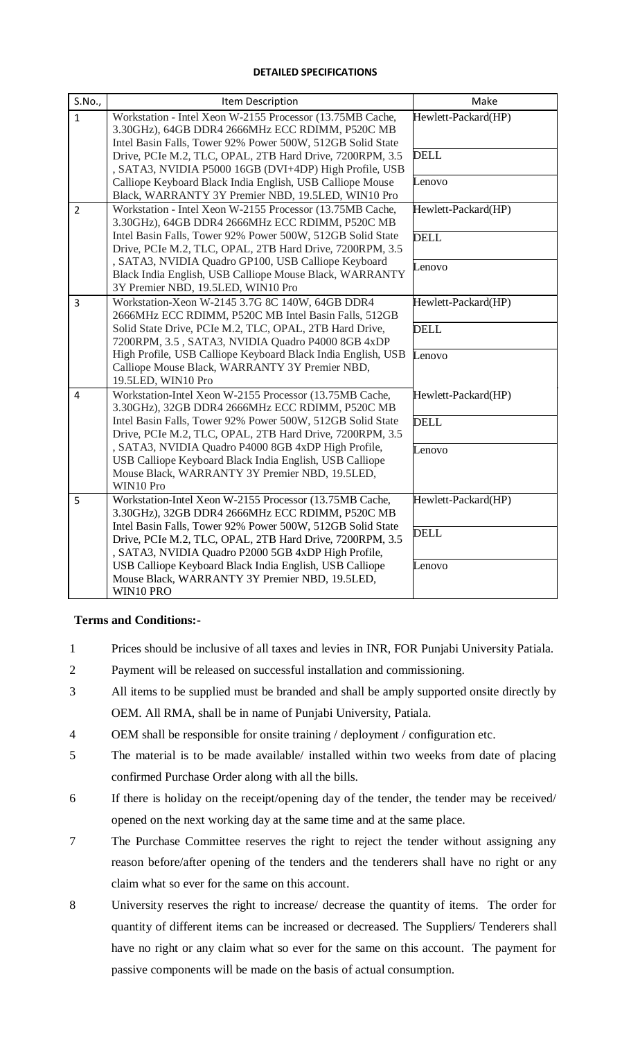**DETAILED SPECIFICATIONS**

| S.No., | Item Description | Make |
|---|---|---|
| 1 | Workstation - Intel Xeon W-2155 Processor (13.75MB Cache, 3.30GHz), 64GB DDR4 2666MHz ECC RDIMM, P520C MB Intel Basin Falls, Tower 92% Power 500W, 512GB Solid State Drive, PCIe M.2, TLC, OPAL, 2TB Hard Drive, 7200RPM, 3.5 , SATA3, NVIDIA P5000 16GB (DVI+4DP) High Profile, USB Calliope Keyboard Black India English, USB Calliope Mouse Black, WARRANTY 3Y Premier NBD, 19.5LED, WIN10 Pro | Hewlett-Packard(HP)<br>DELL<br>Lenovo |
| 2 | Workstation - Intel Xeon W-2155 Processor (13.75MB Cache, 3.30GHz), 64GB DDR4 2666MHz ECC RDIMM, P520C MB Intel Basin Falls, Tower 92% Power 500W, 512GB Solid State Drive, PCIe M.2, TLC, OPAL, 2TB Hard Drive, 7200RPM, 3.5 , SATA3, NVIDIA Quadro GP100, USB Calliope Keyboard Black India English, USB Calliope Mouse Black, WARRANTY 3Y Premier NBD, 19.5LED, WIN10 Pro | Hewlett-Packard(HP)<br>DELL<br>Lenovo |
| 3 | Workstation-Xeon W-2145 3.7G 8C 140W, 64GB DDR4 2666MHz ECC RDIMM, P520C MB Intel Basin Falls, 512GB Solid State Drive, PCIe M.2, TLC, OPAL, 2TB Hard Drive, 7200RPM, 3.5 , SATA3, NVIDIA Quadro P4000 8GB 4xDP High Profile, USB Calliope Keyboard Black India English, USB Calliope Mouse Black, WARRANTY 3Y Premier NBD, 19.5LED, WIN10 Pro | Hewlett-Packard(HP)<br>DELL<br>Lenovo |
| 4 | Workstation-Intel Xeon W-2155 Processor (13.75MB Cache, 3.30GHz), 32GB DDR4 2666MHz ECC RDIMM, P520C MB Intel Basin Falls, Tower 92% Power 500W, 512GB Solid State Drive, PCIe M.2, TLC, OPAL, 2TB Hard Drive, 7200RPM, 3.5 , SATA3, NVIDIA Quadro P4000 8GB 4xDP High Profile, USB Calliope Keyboard Black India English, USB Calliope Mouse Black, WARRANTY 3Y Premier NBD, 19.5LED, WIN10 Pro | Hewlett-Packard(HP)<br>DELL<br>Lenovo |
| 5 | Workstation-Intel Xeon W-2155 Processor (13.75MB Cache, 3.30GHz), 32GB DDR4 2666MHz ECC RDIMM, P520C MB Intel Basin Falls, Tower 92% Power 500W, 512GB Solid State Drive, PCIe M.2, TLC, OPAL, 2TB Hard Drive, 7200RPM, 3.5 , SATA3, NVIDIA Quadro P2000 5GB 4xDP High Profile, USB Calliope Keyboard Black India English, USB Calliope Mouse Black, WARRANTY 3Y Premier NBD, 19.5LED, WIN10 PRO | Hewlett-Packard(HP)<br>DELL<br>Lenovo |

**Terms and Conditions:-**

1. Prices should be inclusive of all taxes and levies in INR, FOR Punjabi University Patiala.
2. Payment will be released on successful installation and commissioning.
3. All items to be supplied must be branded and shall be amply supported onsite directly by OEM. All RMA, shall be in name of Punjabi University, Patiala.
4. OEM shall be responsible for onsite training / deployment / configuration etc.
5. The material is to be made available/ installed within two weeks from date of placing confirmed Purchase Order along with all the bills.
6. If there is holiday on the receipt/opening day of the tender, the tender may be received/ opened on the next working day at the same time and at the same place.
7. The Purchase Committee reserves the right to reject the tender without assigning any reason before/after opening of the tenders and the tenderers shall have no right or any claim what so ever for the same on this account.
8. University reserves the right to increase/ decrease the quantity of items. The order for quantity of different items can be increased or decreased. The Suppliers/ Tenderers shall have no right or any claim what so ever for the same on this account. The payment for passive components will be made on the basis of actual consumption.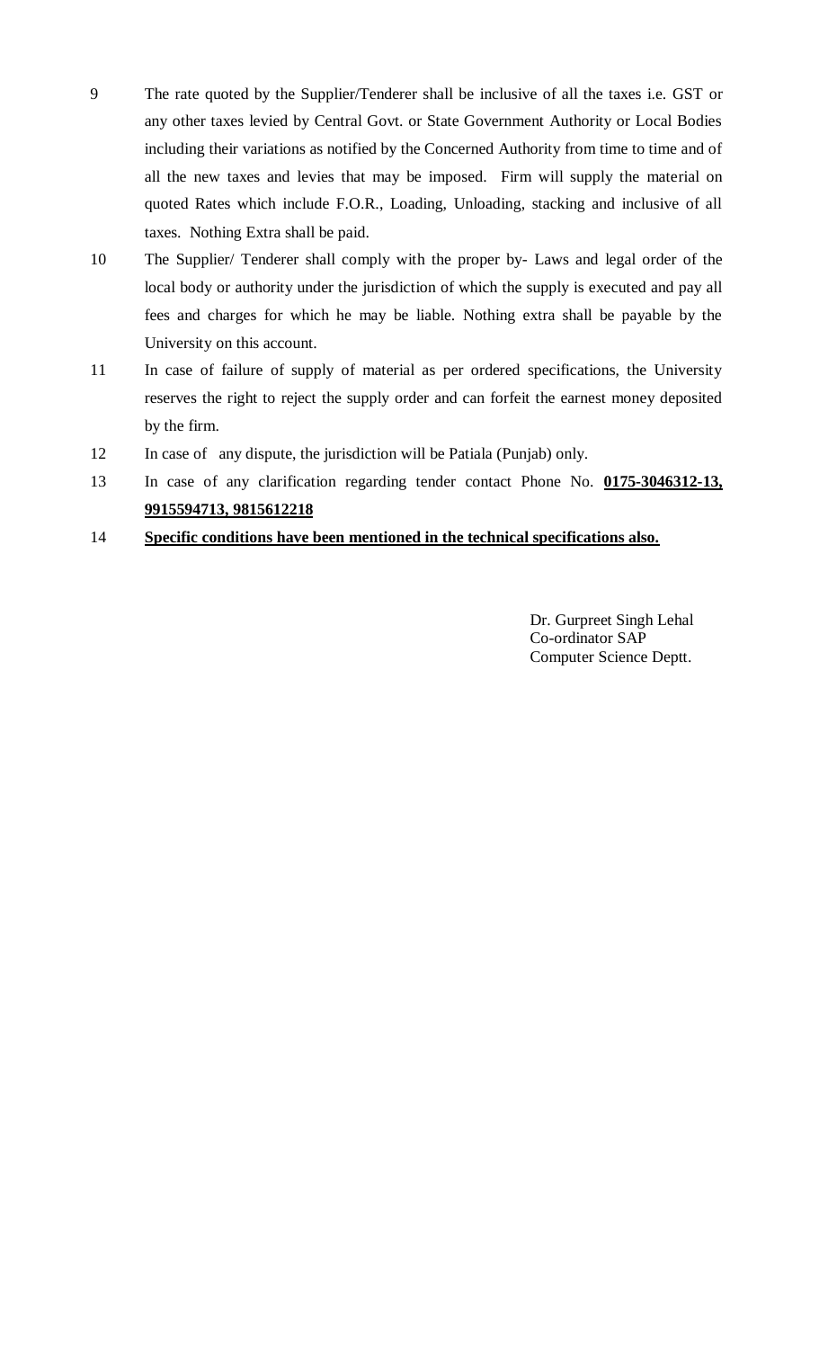9. The rate quoted by the Supplier/Tenderer shall be inclusive of all the taxes i.e. GST or any other taxes levied by Central Govt. or State Government Authority or Local Bodies including their variations as notified by the Concerned Authority from time to time and of all the new taxes and levies that may be imposed. Firm will supply the material on quoted Rates which include F.O.R., Loading, Unloading, stacking and inclusive of all taxes. Nothing Extra shall be paid.
10. The Supplier/ Tenderer shall comply with the proper by- Laws and legal order of the local body or authority under the jurisdiction of which the supply is executed and pay all fees and charges for which he may be liable. Nothing extra shall be payable by the University on this account.
11. In case of failure of supply of material as per ordered specifications, the University reserves the right to reject the supply order and can forfeit the earnest money deposited by the firm.
12. In case of any dispute, the jurisdiction will be Patiala (Punjab) only.
13. In case of any clarification regarding tender contact Phone No. **0175-3046312-13, 9915594713, 9815612218**
14. **Specific conditions have been mentioned in the technical specifications also.**

Dr. Gurpreet Singh Lehal
Co-ordinator SAP
Computer Science Deptt.